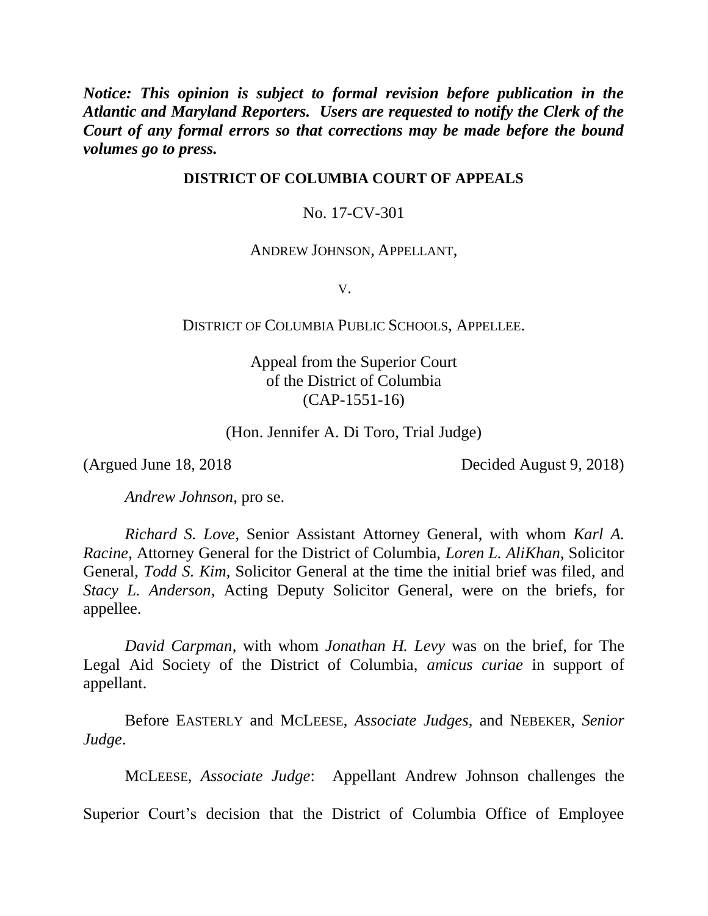***Notice: This opinion is subject to formal revision before publication in the Atlantic and Maryland Reporters. Users are requested to notify the Clerk of the Court of any formal errors so that corrections may be made before the bound volumes go to press.***

**DISTRICT OF COLUMBIA COURT OF APPEALS**

No. 17-CV-301

ANDREW JOHNSON, APPELLANT,

V.

DISTRICT OF COLUMBIA PUBLIC SCHOOLS, APPELLEE.

Appeal from the Superior Court of the District of Columbia (CAP-1551-16)

(Hon. Jennifer A. Di Toro, Trial Judge)

(Argued June 18, 2018 Decided August 9, 2018)

*Andrew Johnson*, pro se.

*Richard S. Love*, Senior Assistant Attorney General, with whom *Karl A. Racine*, Attorney General for the District of Columbia, *Loren L. AliKhan*, Solicitor General, *Todd S. Kim*, Solicitor General at the time the initial brief was filed, and *Stacy L. Anderson*, Acting Deputy Solicitor General, were on the briefs, for appellee.

*David Carpman*, with whom *Jonathan H. Levy* was on the brief, for The Legal Aid Society of the District of Columbia, *amicus curiae* in support of appellant.

Before EASTERLY and MCLEESE, *Associate Judges*, and NEBEKER, *Senior Judge*.

MCLEESE, *Associate Judge*: Appellant Andrew Johnson challenges the Superior Court's decision that the District of Columbia Office of Employee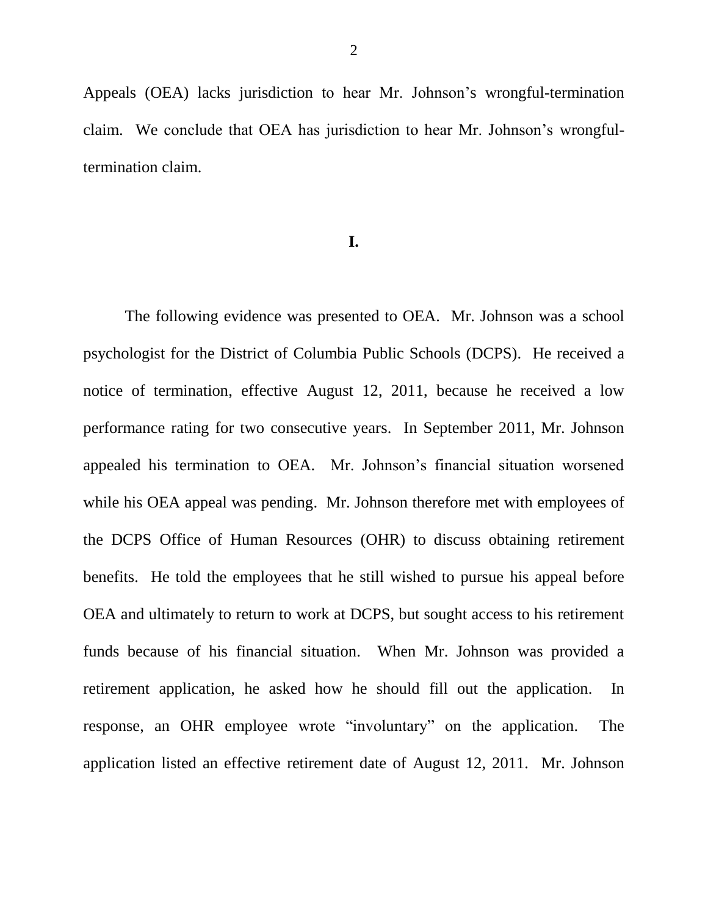Appeals (OEA) lacks jurisdiction to hear Mr. Johnson's wrongful-termination claim. We conclude that OEA has jurisdiction to hear Mr. Johnson's wrongful-termination claim.

## I.

The following evidence was presented to OEA. Mr. Johnson was a school psychologist for the District of Columbia Public Schools (DCPS). He received a notice of termination, effective August 12, 2011, because he received a low performance rating for two consecutive years. In September 2011, Mr. Johnson appealed his termination to OEA. Mr. Johnson's financial situation worsened while his OEA appeal was pending. Mr. Johnson therefore met with employees of the DCPS Office of Human Resources (OHR) to discuss obtaining retirement benefits. He told the employees that he still wished to pursue his appeal before OEA and ultimately to return to work at DCPS, but sought access to his retirement funds because of his financial situation. When Mr. Johnson was provided a retirement application, he asked how he should fill out the application. In response, an OHR employee wrote "involuntary" on the application. The application listed an effective retirement date of August 12, 2011. Mr. Johnson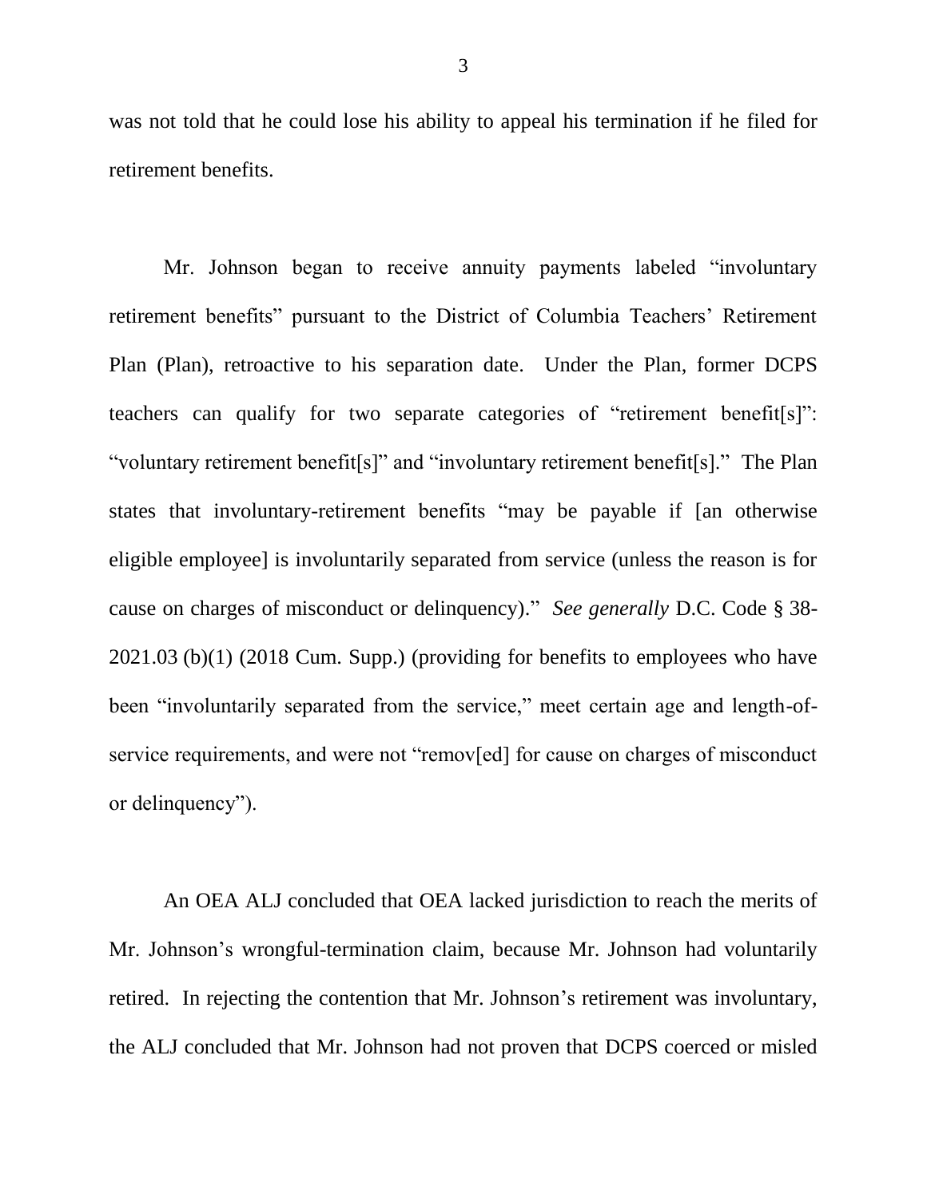was not told that he could lose his ability to appeal his termination if he filed for retirement benefits.

Mr. Johnson began to receive annuity payments labeled "involuntary retirement benefits" pursuant to the District of Columbia Teachers' Retirement Plan (Plan), retroactive to his separation date. Under the Plan, former DCPS teachers can qualify for two separate categories of "retirement benefit[s]": "voluntary retirement benefit[s]" and "involuntary retirement benefit[s]." The Plan states that involuntary-retirement benefits "may be payable if [an otherwise eligible employee] is involuntarily separated from service (unless the reason is for cause on charges of misconduct or delinquency)." *See generally* D.C. Code § 38-2021.03 (b)(1) (2018 Cum. Supp.) (providing for benefits to employees who have been "involuntarily separated from the service," meet certain age and length-of-service requirements, and were not "remov[ed] for cause on charges of misconduct or delinquency").

An OEA ALJ concluded that OEA lacked jurisdiction to reach the merits of Mr. Johnson's wrongful-termination claim, because Mr. Johnson had voluntarily retired. In rejecting the contention that Mr. Johnson's retirement was involuntary, the ALJ concluded that Mr. Johnson had not proven that DCPS coerced or misled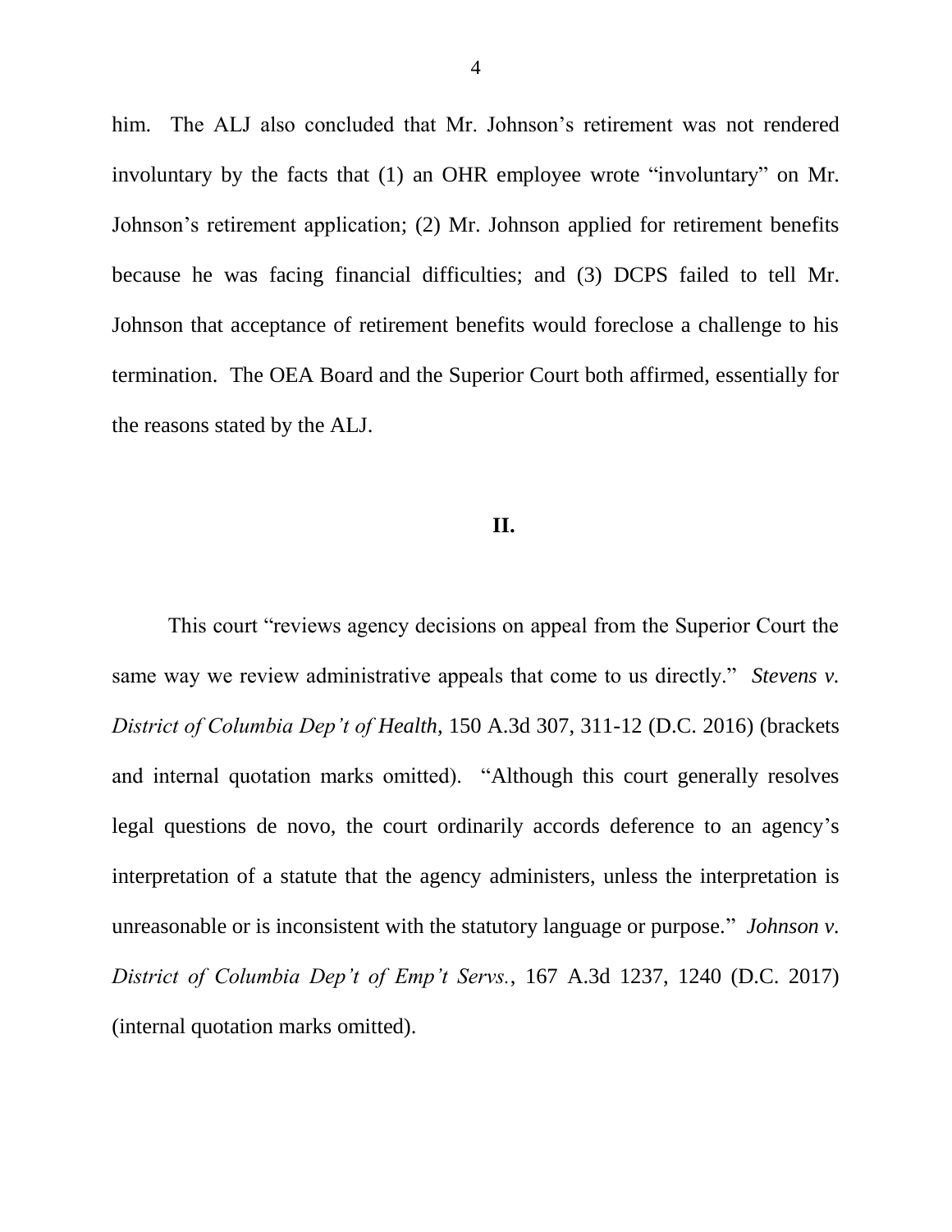him. The ALJ also concluded that Mr. Johnson's retirement was not rendered involuntary by the facts that (1) an OHR employee wrote "involuntary" on Mr. Johnson's retirement application; (2) Mr. Johnson applied for retirement benefits because he was facing financial difficulties; and (3) DCPS failed to tell Mr. Johnson that acceptance of retirement benefits would foreclose a challenge to his termination. The OEA Board and the Superior Court both affirmed, essentially for the reasons stated by the ALJ.

## II.

This court "reviews agency decisions on appeal from the Superior Court the same way we review administrative appeals that come to us directly." *Stevens v. District of Columbia Dep't of Health*, 150 A.3d 307, 311-12 (D.C. 2016) (brackets and internal quotation marks omitted). "Although this court generally resolves legal questions de novo, the court ordinarily accords deference to an agency's interpretation of a statute that the agency administers, unless the interpretation is unreasonable or is inconsistent with the statutory language or purpose." *Johnson v. District of Columbia Dep't of Emp't Servs.*, 167 A.3d 1237, 1240 (D.C. 2017) (internal quotation marks omitted).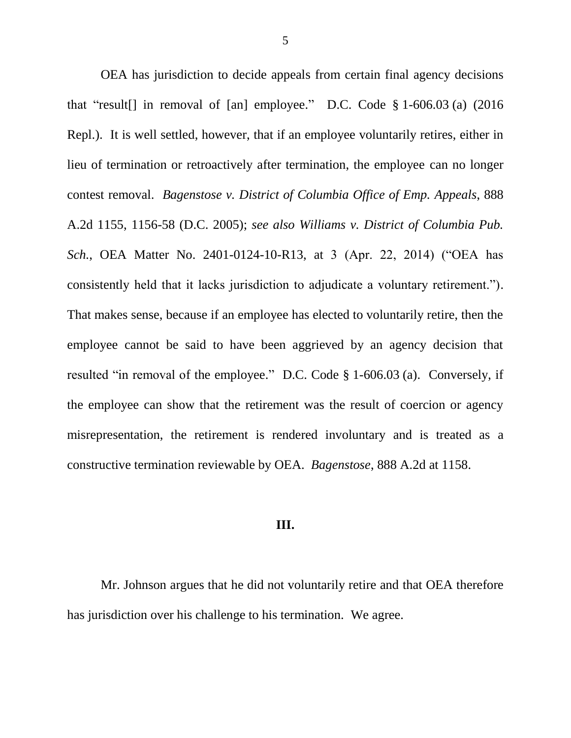OEA has jurisdiction to decide appeals from certain final agency decisions that "result[] in removal of [an] employee." D.C. Code § 1-606.03 (a) (2016 Repl.). It is well settled, however, that if an employee voluntarily retires, either in lieu of termination or retroactively after termination, the employee can no longer contest removal. *Bagenstose v. District of Columbia Office of Emp. Appeals*, 888 A.2d 1155, 1156-58 (D.C. 2005); *see also Williams v. District of Columbia Pub. Sch.*, OEA Matter No. 2401-0124-10-R13, at 3 (Apr. 22, 2014) ("OEA has consistently held that it lacks jurisdiction to adjudicate a voluntary retirement."). That makes sense, because if an employee has elected to voluntarily retire, then the employee cannot be said to have been aggrieved by an agency decision that resulted "in removal of the employee." D.C. Code § 1-606.03 (a). Conversely, if the employee can show that the retirement was the result of coercion or agency misrepresentation, the retirement is rendered involuntary and is treated as a constructive termination reviewable by OEA. *Bagenstose*, 888 A.2d at 1158.

## III.

Mr. Johnson argues that he did not voluntarily retire and that OEA therefore has jurisdiction over his challenge to his termination. We agree.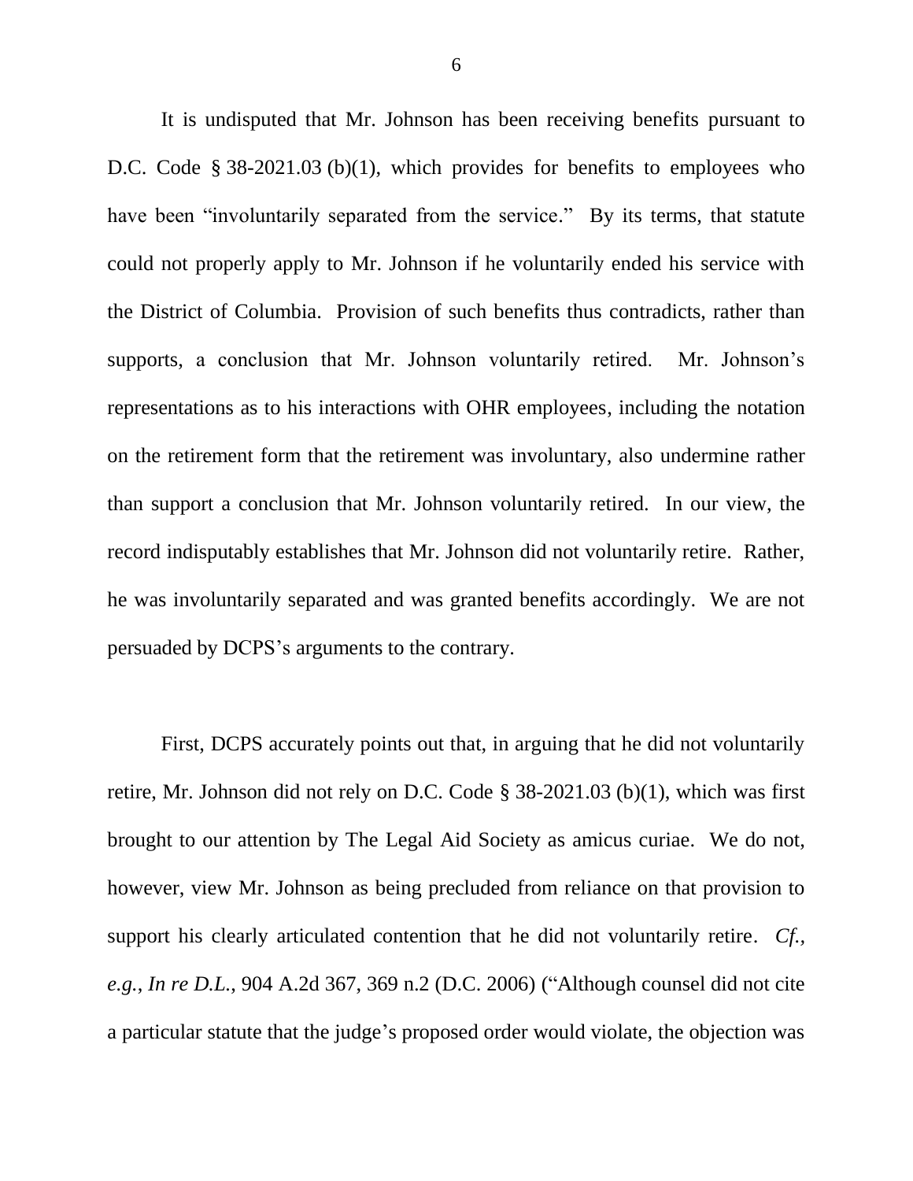It is undisputed that Mr. Johnson has been receiving benefits pursuant to D.C. Code § 38-2021.03 (b)(1), which provides for benefits to employees who have been "involuntarily separated from the service." By its terms, that statute could not properly apply to Mr. Johnson if he voluntarily ended his service with the District of Columbia. Provision of such benefits thus contradicts, rather than supports, a conclusion that Mr. Johnson voluntarily retired. Mr. Johnson's representations as to his interactions with OHR employees, including the notation on the retirement form that the retirement was involuntary, also undermine rather than support a conclusion that Mr. Johnson voluntarily retired. In our view, the record indisputably establishes that Mr. Johnson did not voluntarily retire. Rather, he was involuntarily separated and was granted benefits accordingly. We are not persuaded by DCPS's arguments to the contrary.

First, DCPS accurately points out that, in arguing that he did not voluntarily retire, Mr. Johnson did not rely on D.C. Code § 38-2021.03 (b)(1), which was first brought to our attention by The Legal Aid Society as amicus curiae. We do not, however, view Mr. Johnson as being precluded from reliance on that provision to support his clearly articulated contention that he did not voluntarily retire. *Cf., e.g.*, *In re D.L.*, 904 A.2d 367, 369 n.2 (D.C. 2006) ("Although counsel did not cite a particular statute that the judge's proposed order would violate, the objection was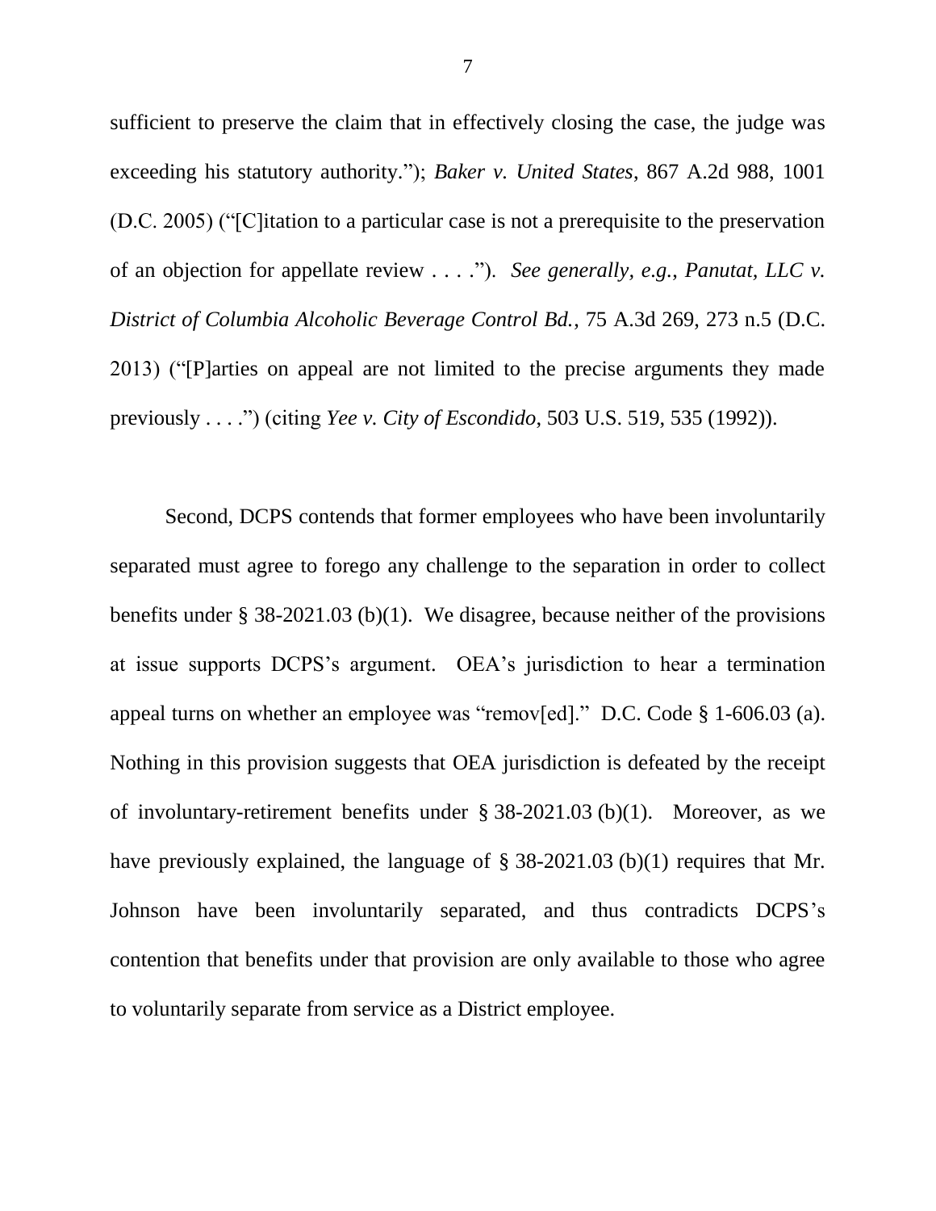sufficient to preserve the claim that in effectively closing the case, the judge was exceeding his statutory authority."); *Baker v. United States*, 867 A.2d 988, 1001 (D.C. 2005) ("[C]itation to a particular case is not a prerequisite to the preservation of an objection for appellate review . . . ."). *See generally, e.g.*, *Panutat, LLC v. District of Columbia Alcoholic Beverage Control Bd.*, 75 A.3d 269, 273 n.5 (D.C. 2013) ("[P]arties on appeal are not limited to the precise arguments they made previously . . . .") (citing *Yee v. City of Escondido*, 503 U.S. 519, 535 (1992)).

Second, DCPS contends that former employees who have been involuntarily separated must agree to forego any challenge to the separation in order to collect benefits under § 38-2021.03 (b)(1). We disagree, because neither of the provisions at issue supports DCPS's argument. OEA's jurisdiction to hear a termination appeal turns on whether an employee was "remov[ed]." D.C. Code § 1-606.03 (a). Nothing in this provision suggests that OEA jurisdiction is defeated by the receipt of involuntary-retirement benefits under § 38-2021.03 (b)(1). Moreover, as we have previously explained, the language of § 38-2021.03 (b)(1) requires that Mr. Johnson have been involuntarily separated, and thus contradicts DCPS's contention that benefits under that provision are only available to those who agree to voluntarily separate from service as a District employee.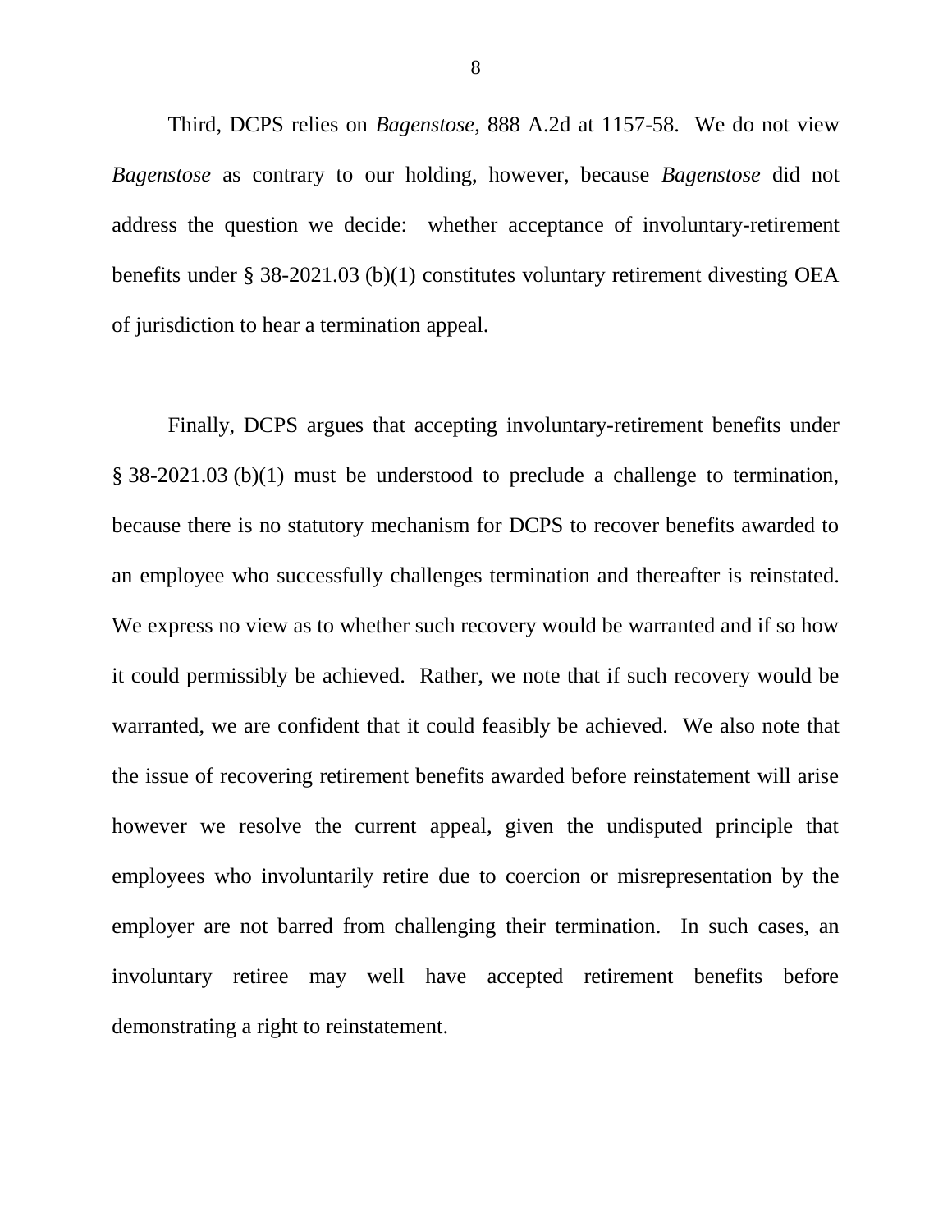Third, DCPS relies on *Bagenstose*, 888 A.2d at 1157-58. We do not view *Bagenstose* as contrary to our holding, however, because *Bagenstose* did not address the question we decide: whether acceptance of involuntary-retirement benefits under § 38-2021.03 (b)(1) constitutes voluntary retirement divesting OEA of jurisdiction to hear a termination appeal.

Finally, DCPS argues that accepting involuntary-retirement benefits under § 38-2021.03 (b)(1) must be understood to preclude a challenge to termination, because there is no statutory mechanism for DCPS to recover benefits awarded to an employee who successfully challenges termination and thereafter is reinstated. We express no view as to whether such recovery would be warranted and if so how it could permissibly be achieved. Rather, we note that if such recovery would be warranted, we are confident that it could feasibly be achieved. We also note that the issue of recovering retirement benefits awarded before reinstatement will arise however we resolve the current appeal, given the undisputed principle that employees who involuntarily retire due to coercion or misrepresentation by the employer are not barred from challenging their termination. In such cases, an involuntary retiree may well have accepted retirement benefits before demonstrating a right to reinstatement.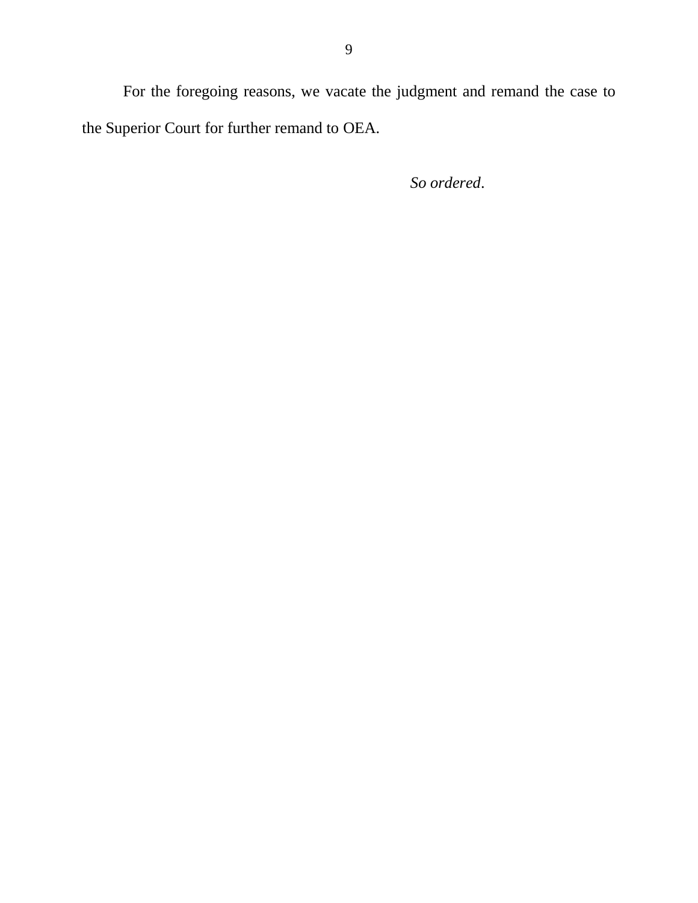For the foregoing reasons, we vacate the judgment and remand the case to the Superior Court for further remand to OEA.

*So ordered*.